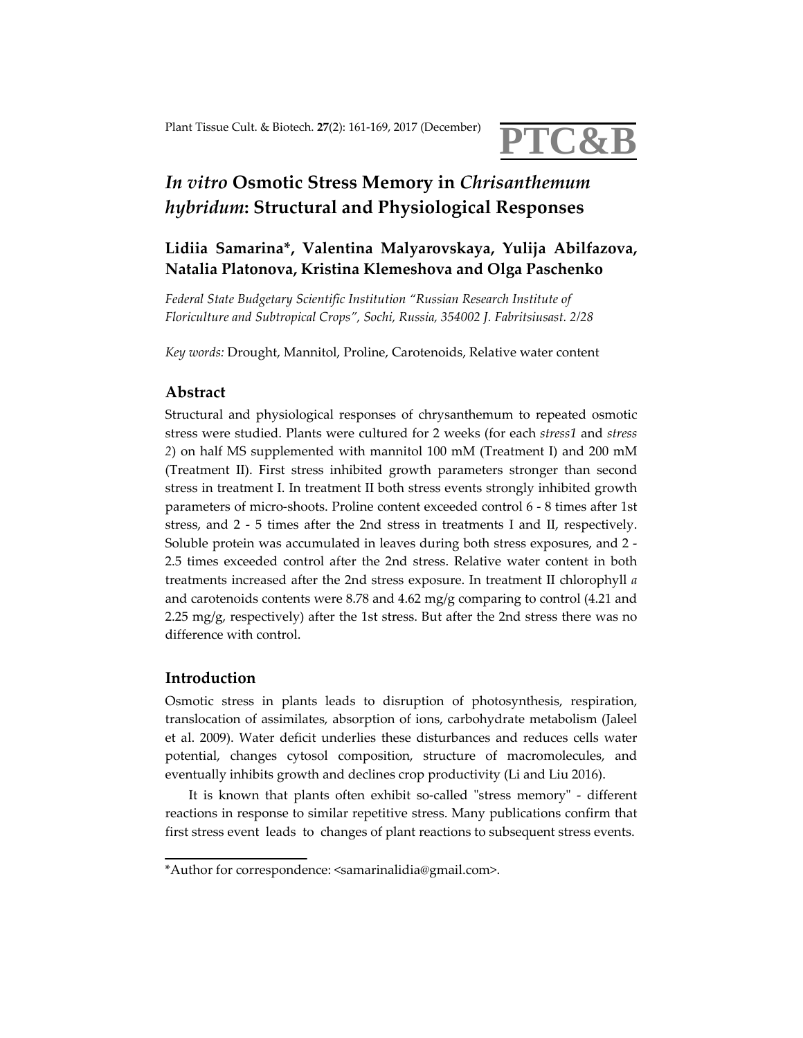# *In vitro* Osmotic Stress Memory in *Chrisanthemum hybridum*: Structural and Physiological Responses

**Lidiia Samarina\*, Valentina Malyarovskaya, Yulija Abilfazova, Natalia Platonova, Kristina Klemeshova and Olga Paschenko**

*Federal State Budgetary Scientific Institution "Russian Research Institute of Floriculture and Subtropical Crops", Sochi, Russia, 354002 J. Fabritsiusast. 2/28*

*Key words:* Drought, Mannitol, Proline, Carotenoids, Relative water content

## Abstract

Structural and physiological responses of chrysanthemum to repeated osmotic stress were studied. Plants were cultured for 2 weeks (for each *stress1* and *stress 2*) on half MS supplemented with mannitol 100 mM (Treatment I) and 200 mM (Treatment II). First stress inhibited growth parameters stronger than second stress in treatment I. In treatment II both stress events strongly inhibited growth parameters of micro-shoots. Proline content exceeded control 6 - 8 times after 1st stress, and 2 - 5 times after the 2nd stress in treatments I and II, respectively. Soluble protein was accumulated in leaves during both stress exposures, and 2 - 2.5 times exceeded control after the 2nd stress. Relative water content in both treatments increased after the 2nd stress exposure. In treatment II chlorophyll *a* and carotenoids contents were 8.78 and 4.62 mg/g comparing to control (4.21 and 2.25 mg/g, respectively) after the 1st stress. But after the 2nd stress there was no difference with control.

## Introduction

Osmotic stress in plants leads to disruption of photosynthesis, respiration, translocation of assimilates, absorption of ions, carbohydrate metabolism (Jaleel et al. 2009). Water deficit underlies these disturbances and reduces cells water potential, changes cytosol composition, structure of macromolecules, and eventually inhibits growth and declines crop productivity (Li and Liu 2016).

It is known that plants often exhibit so-called "stress memory" - different reactions in response to similar repetitive stress. Many publications confirm that first stress event leads to changes of plant reactions to subsequent stress events.

---

\*Author for correspondence: <samarinalidia@gmail.com>.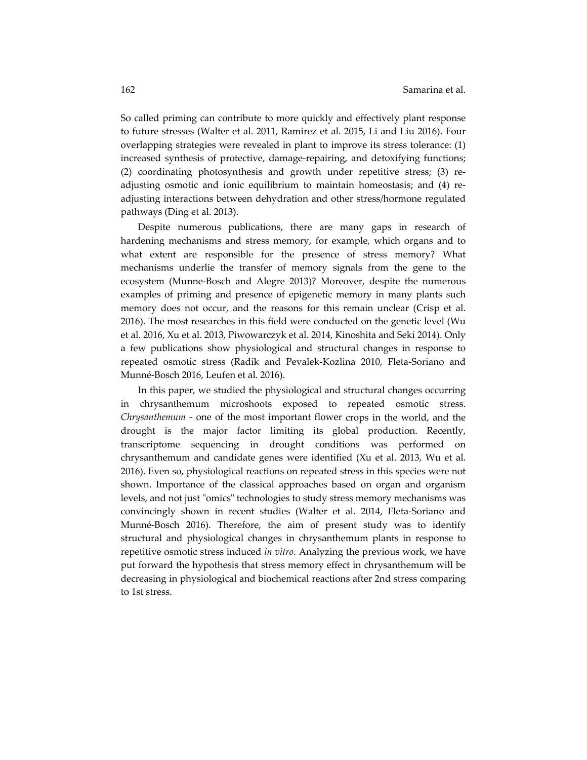So called priming can contribute to more quickly and effectively plant response to future stresses (Walter et al. 2011, Ramirez et al. 2015, Li and Liu 2016). Four overlapping strategies were revealed in plant to improve its stress tolerance: (1) increased synthesis of protective, damage-repairing, and detoxifying functions; (2) coordinating photosynthesis and growth under repetitive stress; (3) re-adjusting osmotic and ionic equilibrium to maintain homeostasis; and (4) re-adjusting interactions between dehydration and other stress/hormone regulated pathways (Ding et al. 2013).

Despite numerous publications, there are many gaps in research of hardening mechanisms and stress memory, for example, which organs and to what extent are responsible for the presence of stress memory? What mechanisms underlie the transfer of memory signals from the gene to the ecosystem (Munne-Bosch and Alegre 2013)? Moreover, despite the numerous examples of priming and presence of epigenetic memory in many plants such memory does not occur, and the reasons for this remain unclear (Crisp et al. 2016). The most researches in this field were conducted on the genetic level (Wu et al. 2016, Xu et al. 2013, Piwowarczyk et al. 2014, Kinoshita and Seki 2014). Only a few publications show physiological and structural changes in response to repeated osmotic stress (Radik and Pevalek-Kozlina 2010, Fleta-Soriano and Munné-Bosch 2016, Leufen et al. 2016).

In this paper, we studied the physiological and structural changes occurring in chrysanthemum microshoots exposed to repeated osmotic stress. *Chrysanthemum* - one of the most important flower crops in the world, and the drought is the major factor limiting its global production. Recently, transcriptome sequencing in drought conditions was performed on chrysanthemum and candidate genes were identified (Xu et al. 2013, Wu et al. 2016). Even so, physiological reactions on repeated stress in this species were not shown. Importance of the classical approaches based on organ and organism levels, and not just "omics" technologies to study stress memory mechanisms was convincingly shown in recent studies (Walter et al. 2014, Fleta-Soriano and Munné-Bosch 2016). Therefore, the aim of present study was to identify structural and physiological changes in chrysanthemum plants in response to repetitive osmotic stress induced *in vitro*. Analyzing the previous work, we have put forward the hypothesis that stress memory effect in chrysanthemum will be decreasing in physiological and biochemical reactions after 2nd stress comparing to 1st stress.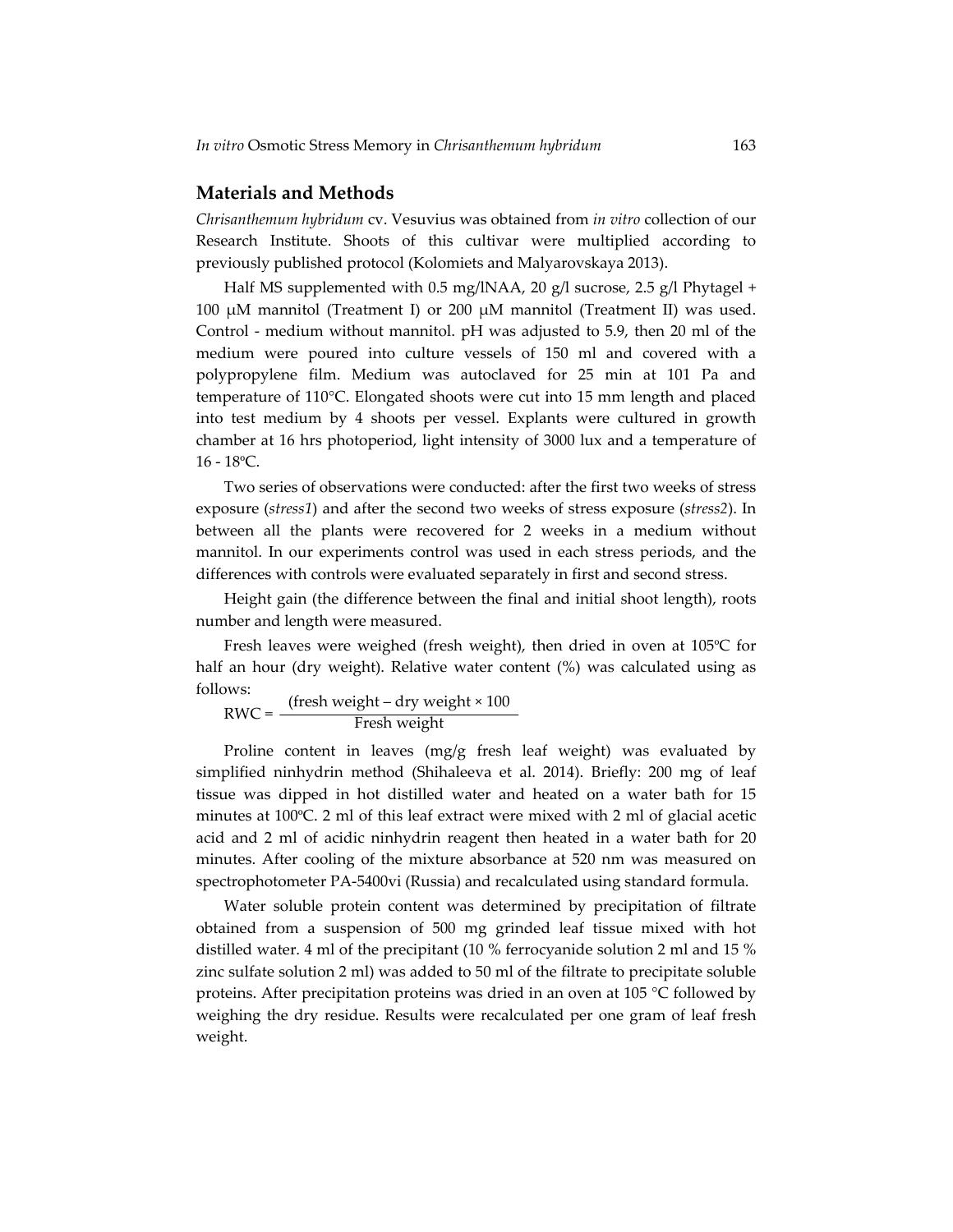## Materials and Methods

*Chrisanthemum hybridum* cv. Vesuvius was obtained from *in vitro* collection of our Research Institute. Shoots of this cultivar were multiplied according to previously published protocol (Kolomiets and Malyarovskaya 2013).

Half MS supplemented with 0.5 mg/lNAA, 20 g/l sucrose, 2.5 g/l Phytagel + 100 μM mannitol (Treatment I) or 200 μM mannitol (Treatment II) was used. Control - medium without mannitol. pH was adjusted to 5.9, then 20 ml of the medium were poured into culture vessels of 150 ml and covered with a polypropylene film. Medium was autoclaved for 25 min at 101 Pa and temperature of 110°C. Elongated shoots were cut into 15 mm length and placed into test medium by 4 shoots per vessel. Explants were cultured in growth chamber at 16 hrs photoperiod, light intensity of 3000 lux and a temperature of 16 - 18ºC.

Two series of observations were conducted: after the first two weeks of stress exposure (*stress1*) and after the second two weeks of stress exposure (*stress2*). In between all the plants were recovered for 2 weeks in a medium without mannitol. In our experiments control was used in each stress periods, and the differences with controls were evaluated separately in first and second stress.

Height gain (the difference between the final and initial shoot length), roots number and length were measured.

Fresh leaves were weighed (fresh weight), then dried in oven at 105ºC for half an hour (dry weight). Relative water content (%) was calculated using as follows:

$$\text{RWC} = \frac{(\text{fresh weight} - \text{dry weight} \times 100}{\text{Fresh weight}}$$

Proline content in leaves (mg/g fresh leaf weight) was evaluated by simplified ninhydrin method (Shihaleeva et al. 2014). Briefly: 200 mg of leaf tissue was dipped in hot distilled water and heated on a water bath for 15 minutes at 100ºC. 2 ml of this leaf extract were mixed with 2 ml of glacial acetic acid and 2 ml of acidic ninhydrin reagent then heated in a water bath for 20 minutes. After cooling of the mixture absorbance at 520 nm was measured on spectrophotometer PA-5400vi (Russia) and recalculated using standard formula.

Water soluble protein content was determined by precipitation of filtrate obtained from a suspension of 500 mg grinded leaf tissue mixed with hot distilled water. 4 ml of the precipitant (10 % ferrocyanide solution 2 ml and 15 % zinc sulfate solution 2 ml) was added to 50 ml of the filtrate to precipitate soluble proteins. After precipitation proteins was dried in an oven at 105 °C followed by weighing the dry residue. Results were recalculated per one gram of leaf fresh weight.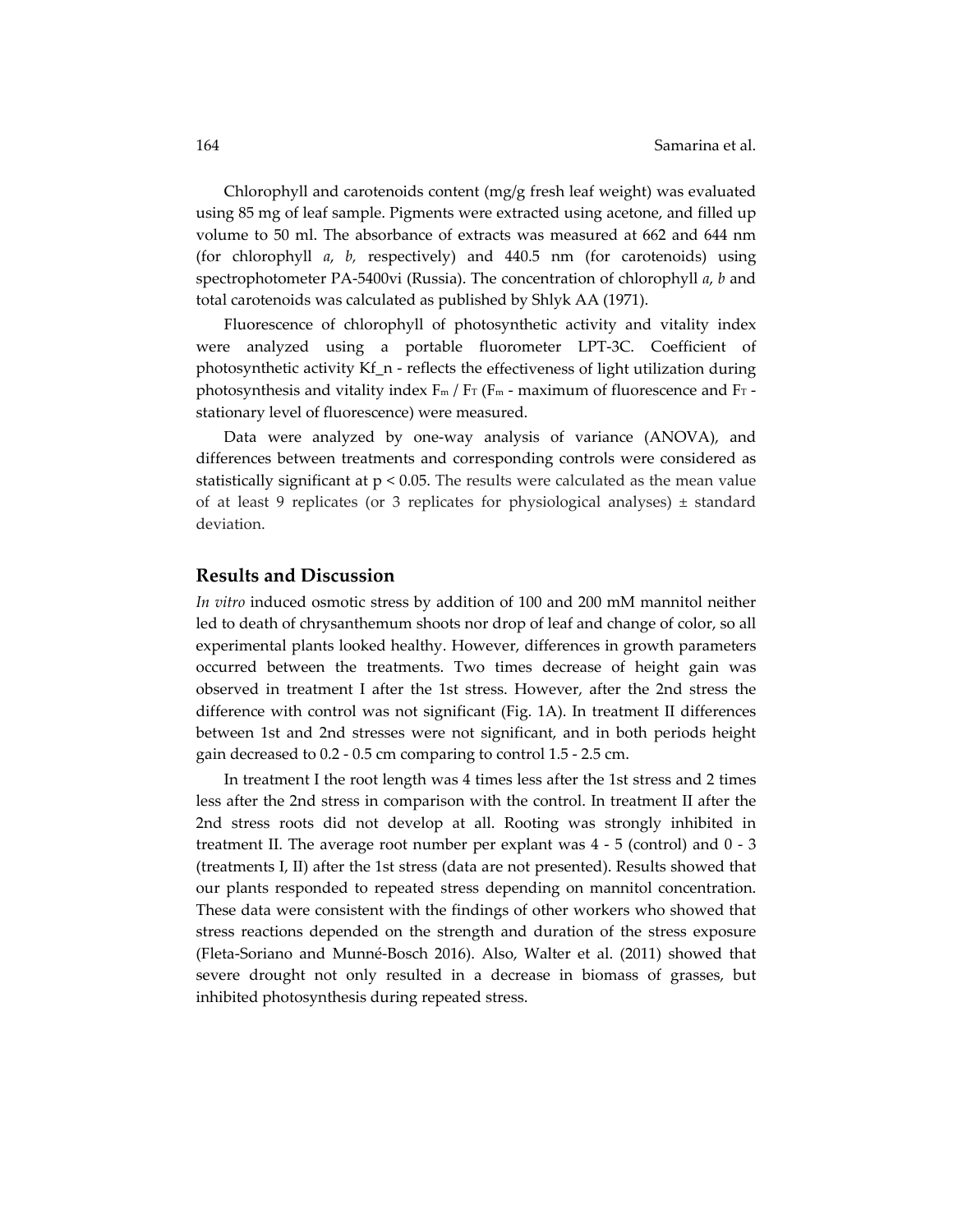Chlorophyll and carotenoids content (mg/g fresh leaf weight) was evaluated using 85 mg of leaf sample. Pigments were extracted using acetone, and filled up volume to 50 ml. The absorbance of extracts was measured at 662 and 644 nm (for chlorophyll *a*, *b*, respectively) and 440.5 nm (for carotenoids) using spectrophotometer PA-5400vi (Russia). The concentration of chlorophyll *a*, *b* and total carotenoids was calculated as published by Shlyk AA (1971).

Fluorescence of chlorophyll of photosynthetic activity and vitality index were analyzed using a portable fluorometer LPT-3C. Coefficient of photosynthetic activity Kf_n - reflects the effectiveness of light utilization during photosynthesis and vitality index $F_m$ / $F_T$ ($F_m$ - maximum of fluorescence and $F_T$ - stationary level of fluorescence) were measured.

Data were analyzed by one-way analysis of variance (ANOVA), and differences between treatments and corresponding controls were considered as statistically significant at $p < 0.05$. The results were calculated as the mean value of at least 9 replicates (or 3 replicates for physiological analyses) ± standard deviation.

## Results and Discussion

*In vitro* induced osmotic stress by addition of 100 and 200 mM mannitol neither led to death of chrysanthemum shoots nor drop of leaf and change of color, so all experimental plants looked healthy. However, differences in growth parameters occurred between the treatments. Two times decrease of height gain was observed in treatment I after the 1st stress. However, after the 2nd stress the difference with control was not significant (Fig. 1A). In treatment II differences between 1st and 2nd stresses were not significant, and in both periods height gain decreased to 0.2 - 0.5 cm comparing to control 1.5 - 2.5 cm.

In treatment I the root length was 4 times less after the 1st stress and 2 times less after the 2nd stress in comparison with the control. In treatment II after the 2nd stress roots did not develop at all. Rooting was strongly inhibited in treatment II. The average root number per explant was 4 - 5 (control) and 0 - 3 (treatments I, II) after the 1st stress (data are not presented). Results showed that our plants responded to repeated stress depending on mannitol concentration. These data were consistent with the findings of other workers who showed that stress reactions depended on the strength and duration of the stress exposure (Fleta-Soriano and Munné-Bosch 2016). Also, Walter et al. (2011) showed that severe drought not only resulted in a decrease in biomass of grasses, but inhibited photosynthesis during repeated stress.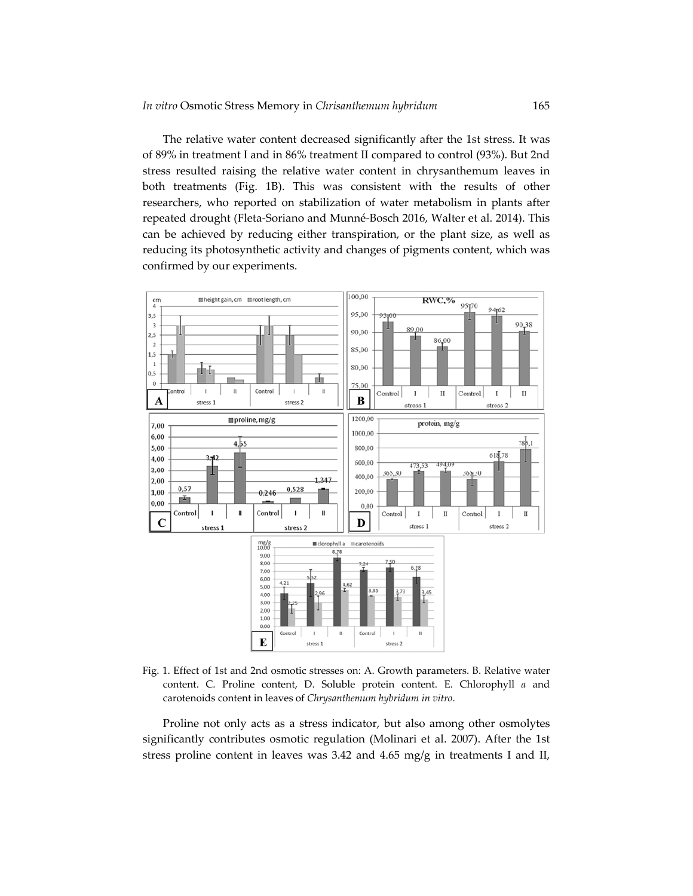The relative water content decreased significantly after the 1st stress. It was of 89% in treatment I and in 86% treatment II compared to control (93%). But 2nd stress resulted raising the relative water content in chrysanthemum leaves in both treatments (Fig. 1B). This was consistent with the results of other researchers, who reported on stabilization of water metabolism in plants after repeated drought (Fleta-Soriano and Munné-Bosch 2016, Walter et al. 2014). This can be achieved by reducing either transpiration, or the plant size, as well as reducing its photosynthetic activity and changes of pigments content, which was confirmed by our experiments.

Fig. 1. Effect of 1st and 2nd osmotic stresses on: A. Growth parameters. B. Relative water content. C. Proline content, D. Soluble protein content. E. Chlorophyll *a* and carotenoids content in leaves of *Chrysanthemum hybridum in vitro*.

Proline not only acts as a stress indicator, but also among other osmolytes significantly contributes osmotic regulation (Molinari et al. 2007). After the 1st stress proline content in leaves was 3.42 and 4.65 mg/g in treatments I and II,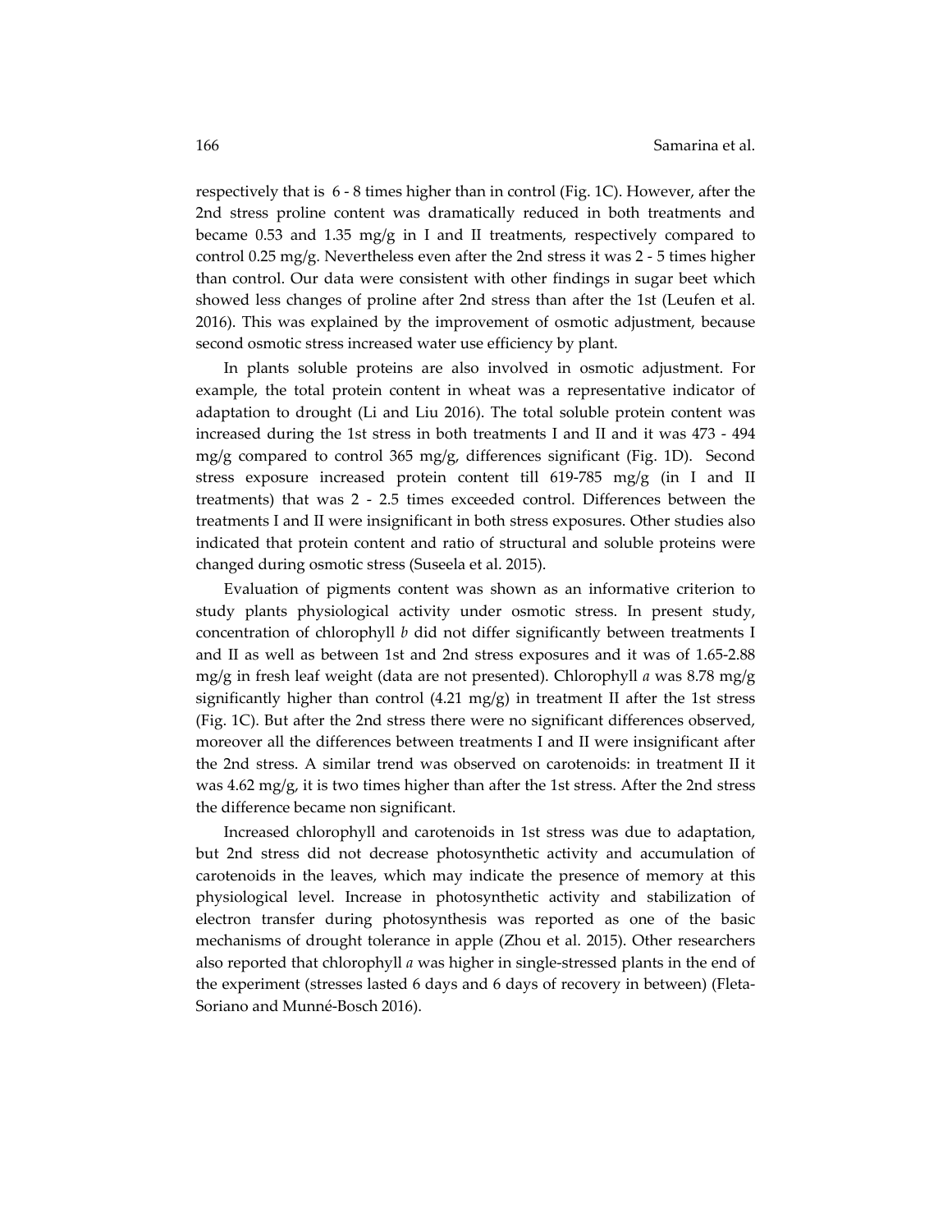respectively that is 6 - 8 times higher than in control (Fig. 1C). However, after the 2nd stress proline content was dramatically reduced in both treatments and became 0.53 and 1.35 mg/g in I and II treatments, respectively compared to control 0.25 mg/g. Nevertheless even after the 2nd stress it was 2 - 5 times higher than control. Our data were consistent with other findings in sugar beet which showed less changes of proline after 2nd stress than after the 1st (Leufen et al. 2016). This was explained by the improvement of osmotic adjustment, because second osmotic stress increased water use efficiency by plant.

In plants soluble proteins are also involved in osmotic adjustment. For example, the total protein content in wheat was a representative indicator of adaptation to drought (Li and Liu 2016). The total soluble protein content was increased during the 1st stress in both treatments I and II and it was 473 - 494 mg/g compared to control 365 mg/g, differences significant (Fig. 1D). Second stress exposure increased protein content till 619-785 mg/g (in I and II treatments) that was 2 - 2.5 times exceeded control. Differences between the treatments I and II were insignificant in both stress exposures. Other studies also indicated that protein content and ratio of structural and soluble proteins were changed during osmotic stress (Suseela et al. 2015).

Evaluation of pigments content was shown as an informative criterion to study plants physiological activity under osmotic stress. In present study, concentration of chlorophyll *b* did not differ significantly between treatments I and II as well as between 1st and 2nd stress exposures and it was of 1.65-2.88 mg/g in fresh leaf weight (data are not presented). Chlorophyll *a* was 8.78 mg/g significantly higher than control (4.21 mg/g) in treatment II after the 1st stress (Fig. 1C). But after the 2nd stress there were no significant differences observed, moreover all the differences between treatments I and II were insignificant after the 2nd stress. A similar trend was observed on carotenoids: in treatment II it was 4.62 mg/g, it is two times higher than after the 1st stress. After the 2nd stress the difference became non significant.

Increased chlorophyll and carotenoids in 1st stress was due to adaptation, but 2nd stress did not decrease photosynthetic activity and accumulation of carotenoids in the leaves, which may indicate the presence of memory at this physiological level. Increase in photosynthetic activity and stabilization of electron transfer during photosynthesis was reported as one of the basic mechanisms of drought tolerance in apple (Zhou et al. 2015). Other researchers also reported that chlorophyll *a* was higher in single-stressed plants in the end of the experiment (stresses lasted 6 days and 6 days of recovery in between) (Fleta-Soriano and Munné-Bosch 2016).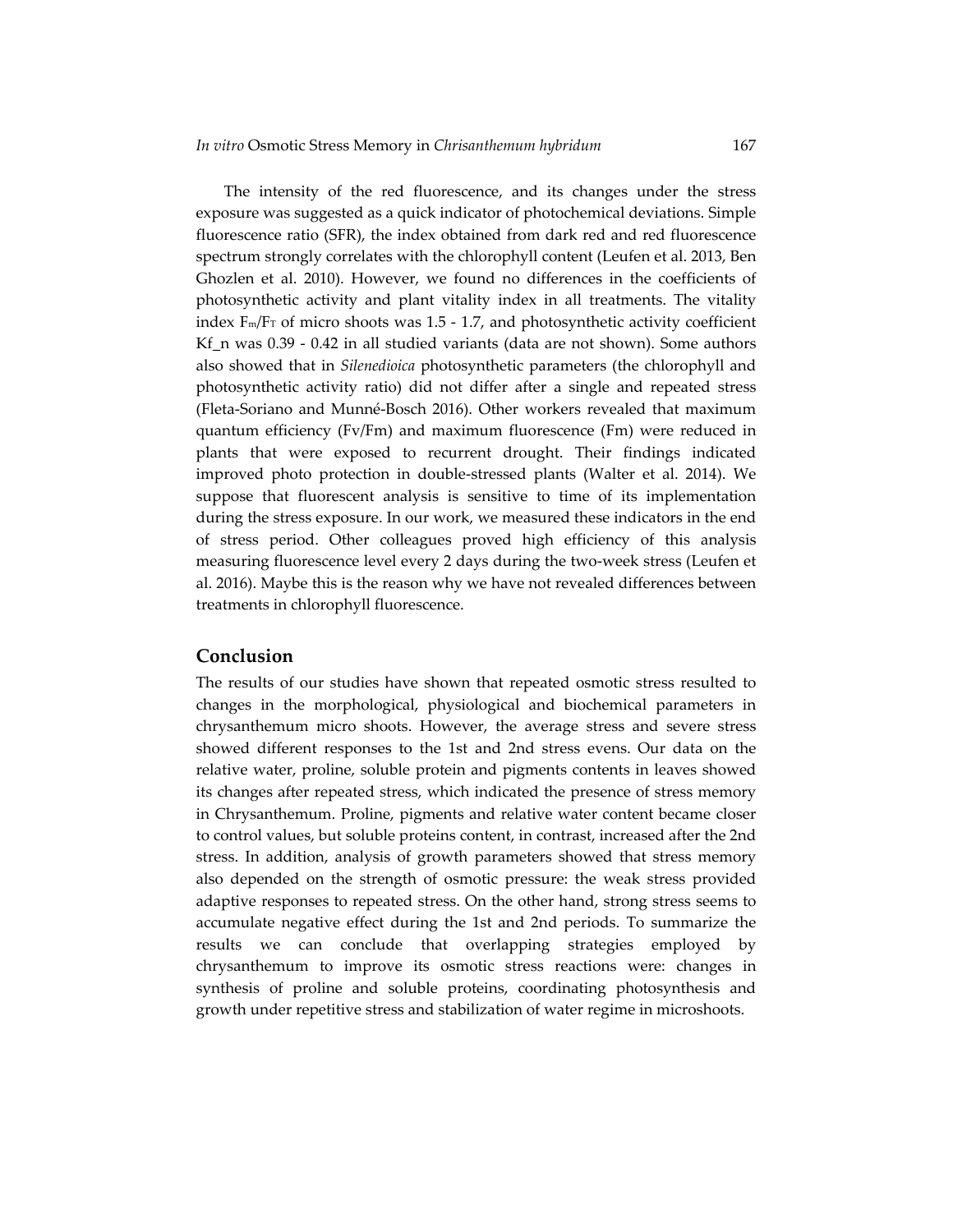The intensity of the red fluorescence, and its changes under the stress exposure was suggested as a quick indicator of photochemical deviations. Simple fluorescence ratio (SFR), the index obtained from dark red and red fluorescence spectrum strongly correlates with the chlorophyll content (Leufen et al. 2013, Ben Ghozlen et al. 2010). However, we found no differences in the coefficients of photosynthetic activity and plant vitality index in all treatments. The vitality index $F_m/F_T$ of micro shoots was 1.5 - 1.7, and photosynthetic activity coefficient Kf_n was 0.39 - 0.42 in all studied variants (data are not shown). Some authors also showed that in *Silenedioica* photosynthetic parameters (the chlorophyll and photosynthetic activity ratio) did not differ after a single and repeated stress (Fleta-Soriano and Munné-Bosch 2016). Other workers revealed that maximum quantum efficiency (Fv/Fm) and maximum fluorescence (Fm) were reduced in plants that were exposed to recurrent drought. Their findings indicated improved photo protection in double-stressed plants (Walter et al. 2014). We suppose that fluorescent analysis is sensitive to time of its implementation during the stress exposure. In our work, we measured these indicators in the end of stress period. Other colleagues proved high efficiency of this analysis measuring fluorescence level every 2 days during the two-week stress (Leufen et al. 2016). Maybe this is the reason why we have not revealed differences between treatments in chlorophyll fluorescence.

## Conclusion

The results of our studies have shown that repeated osmotic stress resulted to changes in the morphological, physiological and biochemical parameters in chrysanthemum micro shoots. However, the average stress and severe stress showed different responses to the 1st and 2nd stress evens. Our data on the relative water, proline, soluble protein and pigments contents in leaves showed its changes after repeated stress, which indicated the presence of stress memory in Chrysanthemum. Proline, pigments and relative water content became closer to control values, but soluble proteins content, in contrast, increased after the 2nd stress. In addition, analysis of growth parameters showed that stress memory also depended on the strength of osmotic pressure: the weak stress provided adaptive responses to repeated stress. On the other hand, strong stress seems to accumulate negative effect during the 1st and 2nd periods. To summarize the results we can conclude that overlapping strategies employed by chrysanthemum to improve its osmotic stress reactions were: changes in synthesis of proline and soluble proteins, coordinating photosynthesis and growth under repetitive stress and stabilization of water regime in microshoots.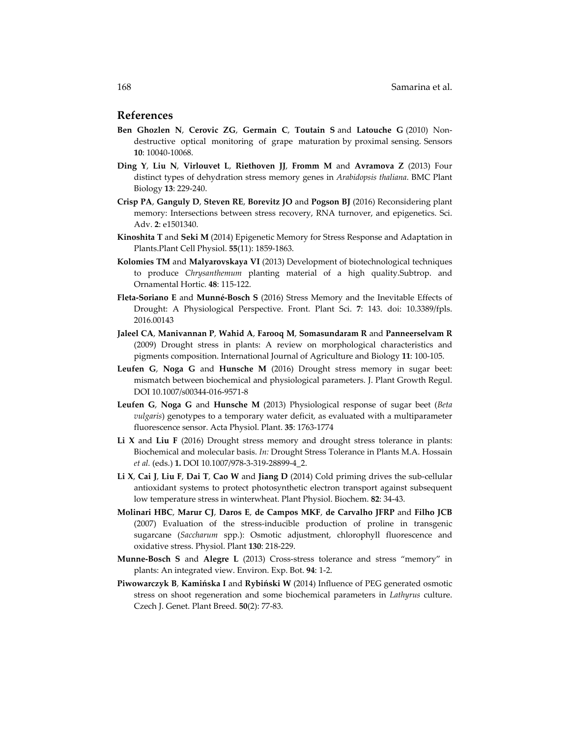## References

**Ben Ghozlen N**, **Cerovic ZG**, **Germain C**, **Toutain S** and **Latouche G** (2010) Non-destructive optical monitoring of grape maturation by proximal sensing. Sensors **10**: 10040-10068.

**Ding Y**, **Liu N**, **Virlouvet L**, **Riethoven JJ**, **Fromm M** and **Avramova Z** (2013) Four distinct types of dehydration stress memory genes in *Arabidopsis thaliana*. BMC Plant Biology **13**: 229-240.

**Crisp PA**, **Ganguly D**, **Steven RE**, **Borevitz JO** and **Pogson BJ** (2016) Reconsidering plant memory: Intersections between stress recovery, RNA turnover, and epigenetics. Sci. Adv. **2**: e1501340.

**Kinoshita T** and **Seki M** (2014) Epigenetic Memory for Stress Response and Adaptation in Plants.Plant Cell Physiol. **55**(11): 1859-1863.

**Kolomies TM** and **Malyarovskaya VI** (2013) Development of biotechnological techniques to produce *Chrysanthemum* planting material of a high quality.Subtrop. and Ornamental Hortic. **48**: 115-122.

**Fleta-Soriano E** and **Munné-Bosch S** (2016) Stress Memory and the Inevitable Effects of Drought: A Physiological Perspective. Front. Plant Sci. **7**: 143. doi: 10.3389/fpls. 2016.00143

**Jaleel CA**, **Manivannan P**, **Wahid A**, **Farooq M**, **Somasundaram R** and **Panneerselvam R** (2009) Drought stress in plants: A review on morphological characteristics and pigments composition. International Journal of Agriculture and Biology **11**: 100-105.

**Leufen G**, **Noga G** and **Hunsche M** (2016) Drought stress memory in sugar beet: mismatch between biochemical and physiological parameters. J. Plant Growth Regul. DOI 10.1007/s00344-016-9571-8

**Leufen G**, **Noga G** and **Hunsche M** (2013) Physiological response of sugar beet (*Beta vulgaris*) genotypes to a temporary water deficit, as evaluated with a multiparameter fluorescence sensor. Acta Physiol. Plant. **35**: 1763-1774

**Li X** and **Liu F** (2016) Drought stress memory and drought stress tolerance in plants: Biochemical and molecular basis. *In:* Drought Stress Tolerance in Plants M.A. Hossain *et al.* (eds.) **1.** DOI 10.1007/978-3-319-28899-4_2.

**Li X**, **Cai J**, **Liu F**, **Dai T**, **Cao W** and **Jiang D** (2014) Cold priming drives the sub-cellular antioxidant systems to protect photosynthetic electron transport against subsequent low temperature stress in winterwheat. Plant Physiol. Biochem. **82**: 34-43.

**Molinari HBC**, **Marur CJ**, **Daros E**, **de Campos MKF**, **de Carvalho JFRP** and **Filho JCB** (2007) Evaluation of the stress-inducible production of proline in transgenic sugarcane (*Saccharum* spp.): Osmotic adjustment, chlorophyll fluorescence and oxidative stress. Physiol. Plant **130**: 218-229.

**Munne-Bosch S** and **Alegre L** (2013) Cross-stress tolerance and stress "memory" in plants: An integrated view. Environ. Exp. Bot. **94**: 1-2.

**Piwowarczyk B**, **Kamińska I** and **Rybiński W** (2014) Influence of PEG generated osmotic stress on shoot regeneration and some biochemical parameters in *Lathyrus* culture. Czech J. Genet. Plant Breed. **50**(2): 77-83.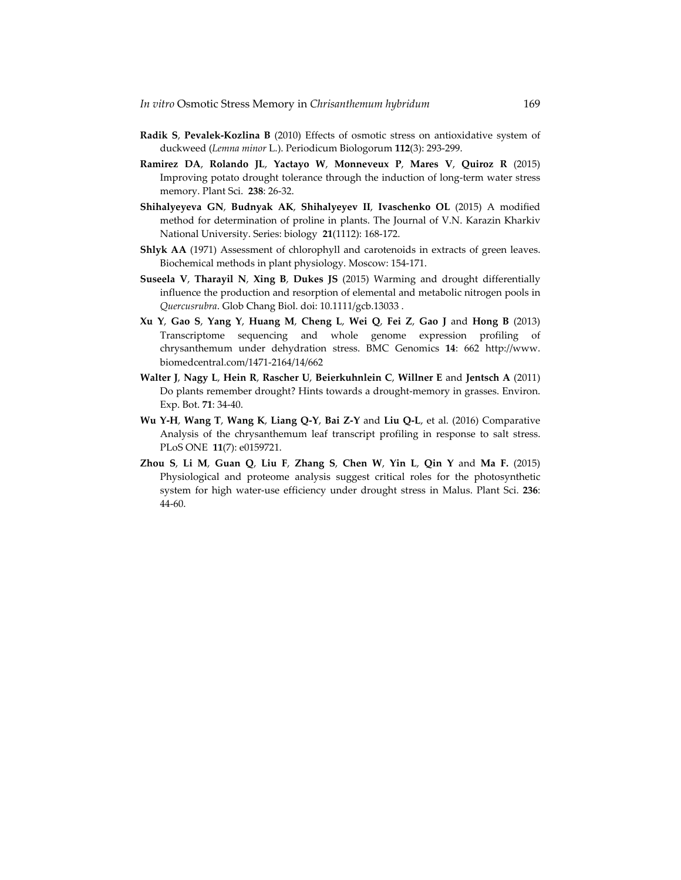**Radik S**, **Pevalek-Kozlina B** (2010) Effects of osmotic stress on antioxidative system of duckweed (*Lemna minor* L.). Periodicum Biologorum **112**(3): 293-299.

**Ramirez DA**, **Rolando JL**, **Yactayo W**, **Monneveux P**, **Mares V**, **Quiroz R** (2015) Improving potato drought tolerance through the induction of long-term water stress memory. Plant Sci. **238**: 26-32.

**Shihalyeyeva GN**, **Budnyak AK**, **Shihalyeyev II**, **Ivaschenko OL** (2015) A modified method for determination of proline in plants. The Journal of V.N. Karazin Kharkiv National University. Series: biology **21**(1112): 168-172.

**Shlyk AA** (1971) Assessment of chlorophyll and carotenoids in extracts of green leaves. Biochemical methods in plant physiology. Moscow: 154-171.

**Suseela V**, **Tharayil N**, **Xing B**, **Dukes JS** (2015) Warming and drought differentially influence the production and resorption of elemental and metabolic nitrogen pools in *Quercusrubra*. Glob Chang Biol. doi: 10.1111/gcb.13033 .

**Xu Y**, **Gao S**, **Yang Y**, **Huang M**, **Cheng L**, **Wei Q**, **Fei Z**, **Gao J** and **Hong B** (2013) Transcriptome sequencing and whole genome expression profiling of chrysanthemum under dehydration stress. BMC Genomics **14**: 662 http://www.biomedcentral.com/1471-2164/14/662

**Walter J**, **Nagy L**, **Hein R**, **Rascher U**, **Beierkuhnlein C**, **Willner E** and **Jentsch A** (2011) Do plants remember drought? Hints towards a drought-memory in grasses. Environ. Exp. Bot. **71**: 34-40.

**Wu Y-H**, **Wang T**, **Wang K**, **Liang Q-Y**, **Bai Z-Y** and **Liu Q-L**, et al. (2016) Comparative Analysis of the chrysanthemum leaf transcript profiling in response to salt stress. PLoS ONE **11**(7): e0159721.

**Zhou S**, **Li M**, **Guan Q**, **Liu F**, **Zhang S**, **Chen W**, **Yin L**, **Qin Y** and **Ma F.** (2015) Physiological and proteome analysis suggest critical roles for the photosynthetic system for high water-use efficiency under drought stress in Malus. Plant Sci. **236**: 44-60.